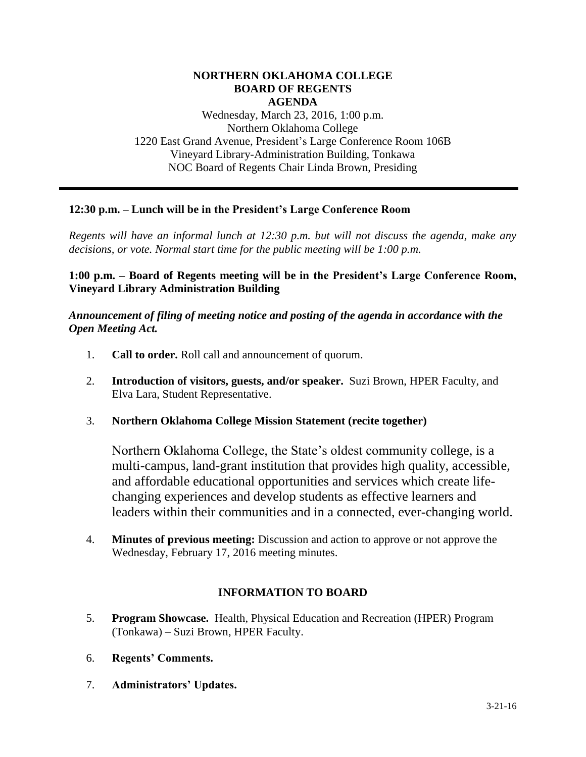# NORTHERN OKLAHOMA COLLEGE
## BOARD OF REGENTS
## AGENDA

Wednesday, March 23, 2016, 1:00 p.m.
Northern Oklahoma College
1220 East Grand Avenue, President's Large Conference Room 106B
Vineyard Library-Administration Building, Tonkawa
NOC Board of Regents Chair Linda Brown, Presiding

---

**12:30 p.m. – Lunch will be in the President's Large Conference Room**

*Regents will have an informal lunch at 12:30 p.m. but will not discuss the agenda, make any decisions, or vote. Normal start time for the public meeting will be 1:00 p.m.*

**1:00 p.m. – Board of Regents meeting will be in the President's Large Conference Room, Vineyard Library Administration Building**

***Announcement of filing of meeting notice and posting of the agenda in accordance with the Open Meeting Act.***

1. **Call to order.** Roll call and announcement of quorum.

2. **Introduction of visitors, guests, and/or speaker.** Suzi Brown, HPER Faculty, and Elva Lara, Student Representative.

3. **Northern Oklahoma College Mission Statement (recite together)**

   Northern Oklahoma College, the State's oldest community college, is a multi-campus, land-grant institution that provides high quality, accessible, and affordable educational opportunities and services which create life-changing experiences and develop students as effective learners and leaders within their communities and in a connected, ever-changing world.

4. **Minutes of previous meeting:** Discussion and action to approve or not approve the Wednesday, February 17, 2016 meeting minutes.

## INFORMATION TO BOARD

5. **Program Showcase.** Health, Physical Education and Recreation (HPER) Program (Tonkawa) – Suzi Brown, HPER Faculty.

6. **Regents' Comments.**

7. **Administrators' Updates.**

3-21-16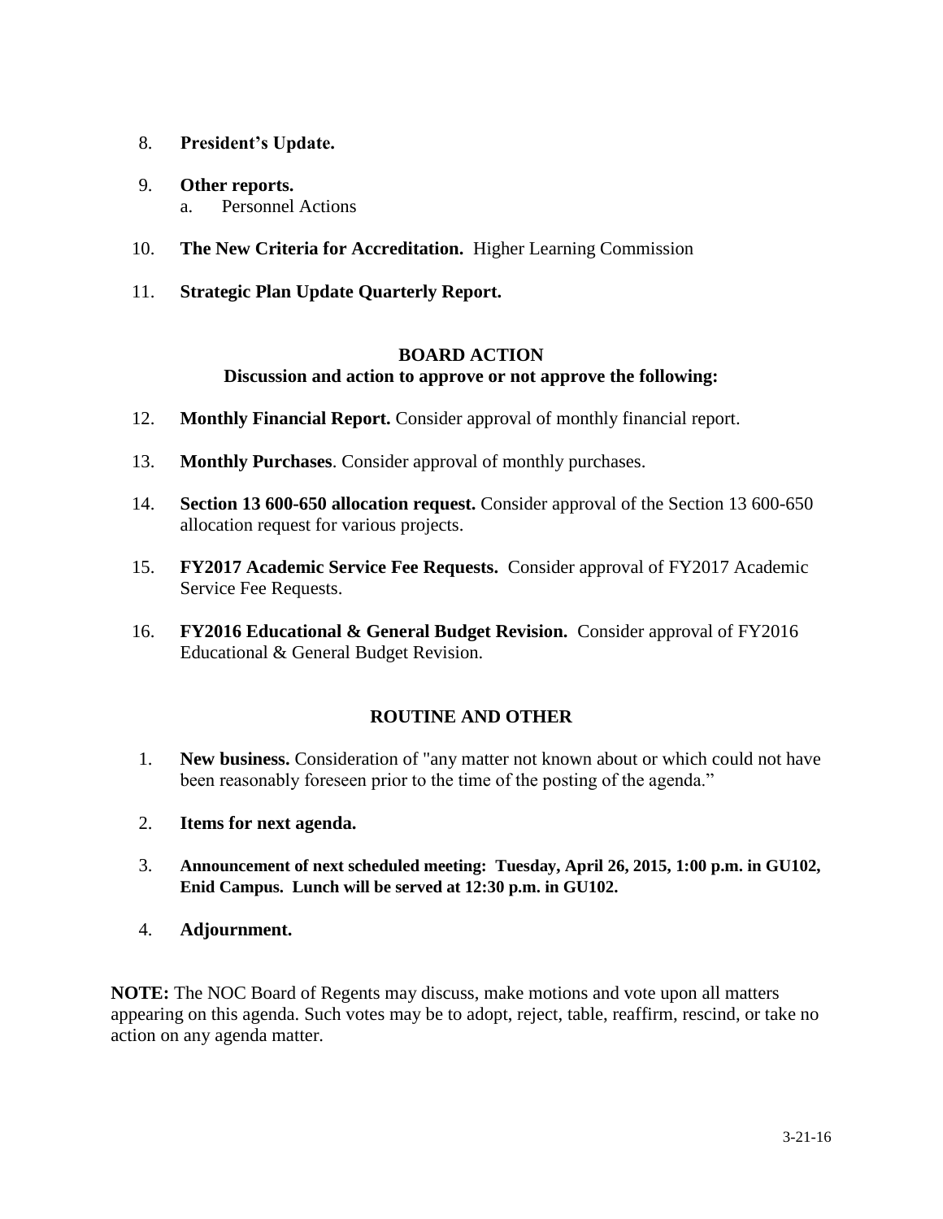8. **President's Update.**

9. **Other reports.**
   a. Personnel Actions

10. **The New Criteria for Accreditation.** Higher Learning Commission

11. **Strategic Plan Update Quarterly Report.**

**BOARD ACTION**

**Discussion and action to approve or not approve the following:**

12. **Monthly Financial Report.** Consider approval of monthly financial report.

13. **Monthly Purchases**. Consider approval of monthly purchases.

14. **Section 13 600-650 allocation request.** Consider approval of the Section 13 600-650 allocation request for various projects.

15. **FY2017 Academic Service Fee Requests.** Consider approval of FY2017 Academic Service Fee Requests.

16. **FY2016 Educational & General Budget Revision.** Consider approval of FY2016 Educational & General Budget Revision.

**ROUTINE AND OTHER**

1. **New business.** Consideration of "any matter not known about or which could not have been reasonably foreseen prior to the time of the posting of the agenda."

2. **Items for next agenda.**

3. **Announcement of next scheduled meeting: Tuesday, April 26, 2015, 1:00 p.m. in GU102, Enid Campus. Lunch will be served at 12:30 p.m. in GU102.**

4. **Adjournment.**

**NOTE:** The NOC Board of Regents may discuss, make motions and vote upon all matters appearing on this agenda. Such votes may be to adopt, reject, table, reaffirm, rescind, or take no action on any agenda matter.

3-21-16